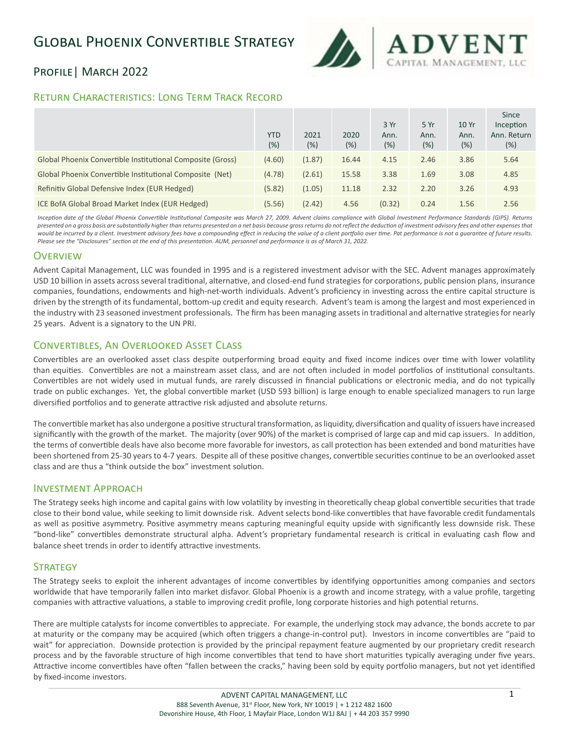# Global Phoenix Convertible Strategy

## Profile| March 2022

### Return Characteristics: Long Term Track Record

| | YTD (%) | 2021 (%) | 2020 (%) | 3 Yr Ann. (%) | 5 Yr Ann. (%) | 10 Yr Ann. (%) | Since Inception Ann. Return (%) |
|---|---|---|---|---|---|---|---|
| Global Phoenix Convertible Institutional Composite (Gross) | (4.60) | (1.87) | 16.44 | 4.15 | 2.46 | 3.86 | 5.64 |
| Global Phoenix Convertible Institutional Composite (Net) | (4.78) | (2.61) | 15.58 | 3.38 | 1.69 | 3.08 | 4.85 |
| Refinitiv Global Defensive Index (EUR Hedged) | (5.82) | (1.05) | 11.18 | 2.32 | 2.20 | 3.26 | 4.93 |
| ICE BofA Global Broad Market Index (EUR Hedged) | (5.56) | (2.42) | 4.56 | (0.32) | 0.24 | 1.56 | 2.56 |

*Inception date of the Global Phoenix Convertible Institutional Composite was March 27, 2009. Advent claims compliance with Global Investment Performance Standards (GIPS). Returns presented on a gross basis are substantially higher than returns presented on a net basis because gross returns do not reflect the deduction of investment advisory fees and other expenses that would be incurred by a client. Investment advisory fees have a compounding effect in reducing the value of a client portfolio over time. Pat performance is not a guarantee of future results. Please see the "Disclosures" section at the end of this presentation. AUM, personnel and performance is as of March 31, 2022.*

### Overview

Advent Capital Management, LLC was founded in 1995 and is a registered investment advisor with the SEC. Advent manages approximately USD 10 billion in assets across several traditional, alternative, and closed-end fund strategies for corporations, public pension plans, insurance companies, foundations, endowments and high-net-worth individuals. Advent's proficiency in investing across the entire capital structure is driven by the strength of its fundamental, bottom-up credit and equity research. Advent's team is among the largest and most experienced in the industry with 23 seasoned investment professionals. The firm has been managing assets in traditional and alternative strategies for nearly 25 years. Advent is a signatory to the UN PRI.

### Convertibles, An Overlooked Asset Class

Convertibles are an overlooked asset class despite outperforming broad equity and fixed income indices over time with lower volatility than equities. Convertibles are not a mainstream asset class, and are not often included in model portfolios of institutional consultants. Convertibles are not widely used in mutual funds, are rarely discussed in financial publications or electronic media, and do not typically trade on public exchanges. Yet, the global convertible market (USD 593 billion) is large enough to enable specialized managers to run large diversified portfolios and to generate attractive risk adjusted and absolute returns.

The convertible market has also undergone a positive structural transformation, as liquidity, diversification and quality of issuers have increased significantly with the growth of the market. The majority (over 90%) of the market is comprised of large cap and mid cap issuers. In addition, the terms of convertible deals have also become more favorable for investors, as call protection has been extended and bond maturities have been shortened from 25-30 years to 4-7 years. Despite all of these positive changes, convertible securities continue to be an overlooked asset class and are thus a "think outside the box" investment solution.

### Investment Approach

The Strategy seeks high income and capital gains with low volatility by investing in theoretically cheap global convertible securities that trade close to their bond value, while seeking to limit downside risk. Advent selects bond-like convertibles that have favorable credit fundamentals as well as positive asymmetry. Positive asymmetry means capturing meaningful equity upside with significantly less downside risk. These "bond-like" convertibles demonstrate structural alpha. Advent's proprietary fundamental research is critical in evaluating cash flow and balance sheet trends in order to identify attractive investments.

### Strategy

The Strategy seeks to exploit the inherent advantages of income convertibles by identifying opportunities among companies and sectors worldwide that have temporarily fallen into market disfavor. Global Phoenix is a growth and income strategy, with a value profile, targeting companies with attractive valuations, a stable to improving credit profile, long corporate histories and high potential returns.

There are multiple catalysts for income convertibles to appreciate. For example, the underlying stock may advance, the bonds accrete to par at maturity or the company may be acquired (which often triggers a change-in-control put). Investors in income convertibles are "paid to wait" for appreciation. Downside protection is provided by the principal repayment feature augmented by our proprietary credit research process and by the favorable structure of high income convertibles that tend to have short maturities typically averaging under five years. Attractive income convertibles have often "fallen between the cracks," having been sold by equity portfolio managers, but not yet identified by fixed-income investors.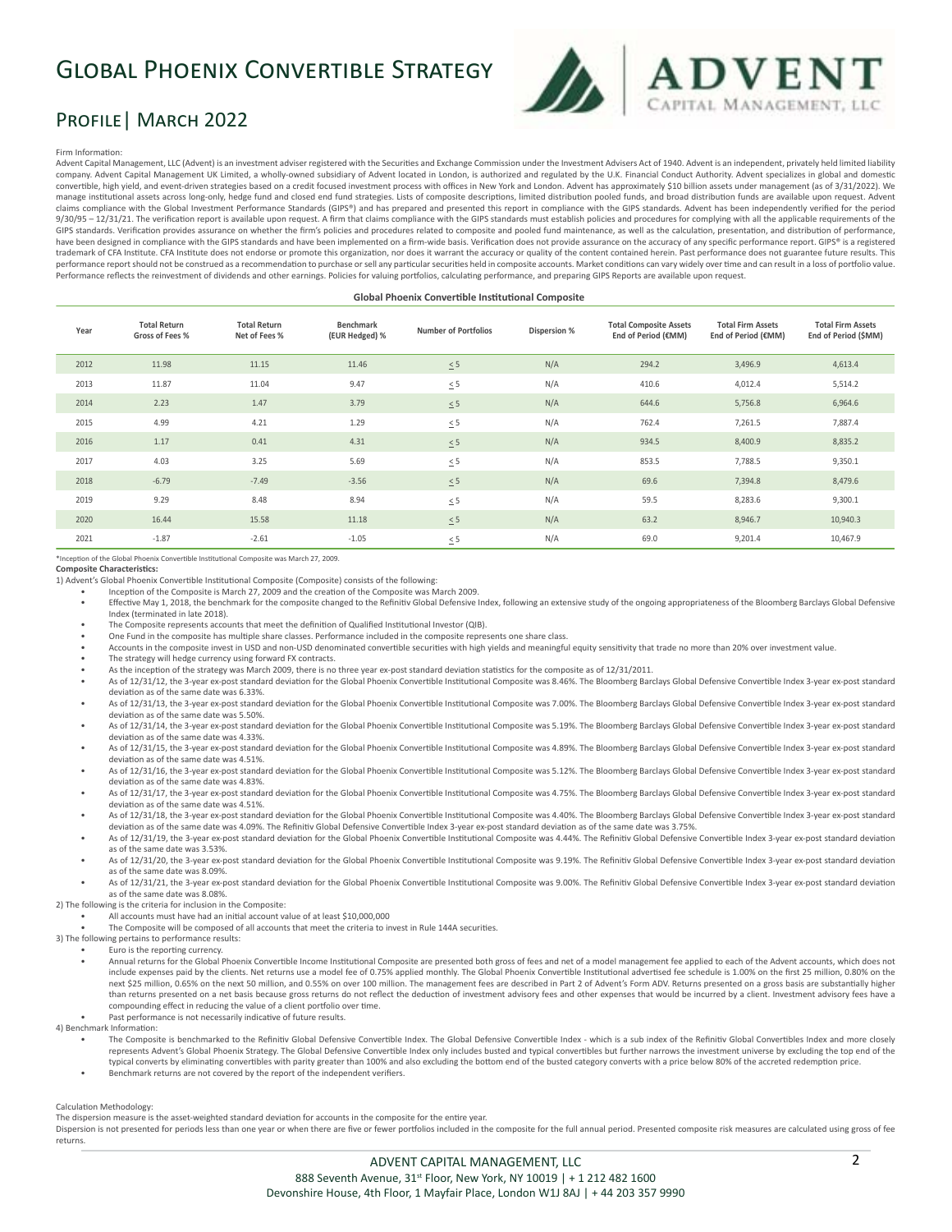# Global Phoenix Convertible Strategy

## Profile| March 2022

Firm Information:
Advent Capital Management, LLC (Advent) is an investment adviser registered with the Securities and Exchange Commission under the Investment Advisers Act of 1940. Advent is an independent, privately held limited liability company. Advent Capital Management UK Limited, a wholly-owned subsidiary of Advent located in London, is authorized and regulated by the U.K. Financial Conduct Authority. Advent specializes in global and domestic convertible, high yield, and event-driven strategies based on a credit focused investment process with offices in New York and London. Advent has approximately $10 billion assets under management (as of 3/31/2022). We manage institutional assets across long-only, hedge fund and closed end fund strategies. Lists of composite descriptions, limited distribution pooled funds, and broad distribution funds are available upon request. Advent claims compliance with the Global Investment Performance Standards (GIPS®) and has prepared and presented this report in compliance with the GIPS standards. Advent has been independently verified for the period 9/30/95 – 12/31/21. The verification report is available upon request. A firm that claims compliance with the GIPS standards must establish policies and procedures for complying with all the applicable requirements of the GIPS standards. Verification provides assurance on whether the firm's policies and procedures related to composite and pooled fund maintenance, as well as the calculation, presentation, and distribution of performance, have been designed in compliance with the GIPS standards and have been implemented on a firm-wide basis. Verification does not provide assurance on the accuracy of any specific performance report. GIPS® is a registered trademark of CFA Institute. CFA Institute does not endorse or promote this organization, nor does it warrant the accuracy or quality of the content contained herein. Past performance does not guarantee future results. This performance report should not be construed as a recommendation to purchase or sell any particular securities held in composite accounts. Market conditions can vary widely over time and can result in a loss of portfolio value. Performance reflects the reinvestment of dividends and other earnings. Policies for valuing portfolios, calculating performance, and preparing GIPS Reports are available upon request.

**Global Phoenix Convertible Institutional Composite**

| Year | Total Return Gross of Fees % | Total Return Net of Fees % | Benchmark (EUR Hedged) % | Number of Portfolios | Dispersion % | Total Composite Assets End of Period (€MM) | Total Firm Assets End of Period (€MM) | Total Firm Assets End of Period ($MM) |
|---|---|---|---|---|---|---|---|---|
| 2012 | 11.98 | 11.15 | 11.46 | ≤ 5 | N/A | 294.2 | 3,496.9 | 4,613.4 |
| 2013 | 11.87 | 11.04 | 9.47 | ≤ 5 | N/A | 410.6 | 4,012.4 | 5,514.2 |
| 2014 | 2.23 | 1.47 | 3.79 | ≤ 5 | N/A | 644.6 | 5,756.8 | 6,964.6 |
| 2015 | 4.99 | 4.21 | 1.29 | ≤ 5 | N/A | 762.4 | 7,261.5 | 7,887.4 |
| 2016 | 1.17 | 0.41 | 4.31 | ≤ 5 | N/A | 934.5 | 8,400.9 | 8,835.2 |
| 2017 | 4.03 | 3.25 | 5.69 | ≤ 5 | N/A | 853.5 | 7,788.5 | 9,350.1 |
| 2018 | -6.79 | -7.49 | -3.56 | ≤ 5 | N/A | 69.6 | 7,394.8 | 8,479.6 |
| 2019 | 9.29 | 8.48 | 8.94 | ≤ 5 | N/A | 59.5 | 8,283.6 | 9,300.1 |
| 2020 | 16.44 | 15.58 | 11.18 | ≤ 5 | N/A | 63.2 | 8,946.7 | 10,940.3 |
| 2021 | -1.87 | -2.61 | -1.05 | ≤ 5 | N/A | 69.0 | 9,201.4 | 10,467.9 |

*Inception of the Global Phoenix Convertible Institutional Composite was March 27, 2009.

**Composite Characteristics:**

1) Advent's Global Phoenix Convertible Institutional Composite (Composite) consists of the following:

- Inception of the Composite is March 27, 2009 and the creation of the Composite was March 2009.
- Effective May 1, 2018, the benchmark for the composite changed to the Refinitiv Global Defensive Index, following an extensive study of the ongoing appropriateness of the Bloomberg Barclays Global Defensive Index (terminated in late 2018).
- The Composite represents accounts that meet the definition of Qualified Institutional Investor (QIB).
- One Fund in the composite has multiple share classes. Performance included in the composite represents one share class.
- Accounts in the composite invest in USD and non-USD denominated convertible securities with high yields and meaningful equity sensitivity that trade no more than 20% over investment value.
- The strategy will hedge currency using forward FX contracts.
- As the inception of the strategy was March 2009, there is no three year ex-post standard deviation statistics for the composite as of 12/31/2011.
- As of 12/31/12, the 3-year ex-post standard deviation for the Global Phoenix Convertible Institutional Composite was 8.46%. The Bloomberg Barclays Global Defensive Convertible Index 3-year ex-post standard deviation as of the same date was 6.33%.
- As of 12/31/13, the 3-year ex-post standard deviation for the Global Phoenix Convertible Institutional Composite was 7.00%. The Bloomberg Barclays Global Defensive Convertible Index 3-year ex-post standard deviation as of the same date was 5.50%.
- As of 12/31/14, the 3-year ex-post standard deviation for the Global Phoenix Convertible Institutional Composite was 5.19%. The Bloomberg Barclays Global Defensive Convertible Index 3-year ex-post standard deviation as of the same date was 4.33%.
- As of 12/31/15, the 3-year ex-post standard deviation for the Global Phoenix Convertible Institutional Composite was 4.89%. The Bloomberg Barclays Global Defensive Convertible Index 3-year ex-post standard deviation as of the same date was 4.51%.
- As of 12/31/16, the 3-year ex-post standard deviation for the Global Phoenix Convertible Institutional Composite was 5.12%. The Bloomberg Barclays Global Defensive Convertible Index 3-year ex-post standard deviation as of the same date was 4.83%.
- As of 12/31/17, the 3-year ex-post standard deviation for the Global Phoenix Convertible Institutional Composite was 4.75%. The Bloomberg Barclays Global Defensive Convertible Index 3-year ex-post standard deviation as of the same date was 4.51%.
- As of 12/31/18, the 3-year ex-post standard deviation for the Global Phoenix Convertible Institutional Composite was 4.40%. The Bloomberg Barclays Global Defensive Convertible Index 3-year ex-post standard deviation as of the same date was 4.09%. The Refinitiv Global Defensive Convertible Index 3-year ex-post standard deviation as of the same date was 3.75%.
- As of 12/31/19, the 3-year ex-post standard deviation for the Global Phoenix Convertible Institutional Composite was 4.44%. The Refinitiv Global Defensive Convertible Index 3-year ex-post standard deviation as of the same date was 3.53%.
- As of 12/31/20, the 3-year ex-post standard deviation for the Global Phoenix Convertible Institutional Composite was 9.19%. The Refinitiv Global Defensive Convertible Index 3-year ex-post standard deviation as of the same date was 8.09%.
- As of 12/31/21, the 3-year ex-post standard deviation for the Global Phoenix Convertible Institutional Composite was 9.00%. The Refinitiv Global Defensive Convertible Index 3-year ex-post standard deviation as of the same date was 8.08%.

2) The following is the criteria for inclusion in the Composite:

- All accounts must have had an initial account value of at least $10,000,000
- The Composite will be composed of all accounts that meet the criteria to invest in Rule 144A securities.

3) The following pertains to performance results:

- Euro is the reporting currency.
- Annual returns for the Global Phoenix Convertible Income Institutional Composite are presented both gross of fees and net of a model management fee applied to each of the Advent accounts, which does not include expenses paid by the clients. Net returns use a model fee of 0.75% applied monthly. The Global Phoenix Convertible Institutional advertised fee schedule is 1.00% on the first 25 million, 0.80% on the next $25 million, 0.65% on the next 50 million, and 0.55% on over 100 million. The management fees are described in Part 2 of Advent's Form ADV. Returns presented on a gross basis are substantially higher than returns presented on a net basis because gross returns do not reflect the deduction of investment advisory fees and other expenses that would be incurred by a client. Investment advisory fees have a compounding effect in reducing the value of a client portfolio over time.
- Past performance is not necessarily indicative of future results.

4) Benchmark Information:

- The Composite is benchmarked to the Refinitiv Global Defensive Convertible Index. The Global Defensive Convertible Index - which is a sub index of the Refinitiv Global Convertibles Index and more closely represents Advent's Global Phoenix Strategy. The Global Defensive Convertible Index only includes busted and typical convertibles but further narrows the investment universe by excluding the top end of the typical converts by eliminating convertibles with parity greater than 100% and also excluding the bottom end of the busted category converts with a price below 80% of the accreted redemption price.
- Benchmark returns are not covered by the report of the independent verifiers.

Calculation Methodology:
The dispersion measure is the asset-weighted standard deviation for accounts in the composite for the entire year.
Dispersion is not presented for periods less than one year or when there are five or fewer portfolios included in the composite for the full annual period. Presented composite risk measures are calculated using gross of fee returns.

ADVENT CAPITAL MANAGEMENT, LLC
888 Seventh Avenue, 31st Floor, New York, NY 10019 | + 1 212 482 1600
Devonshire House, 4th Floor, 1 Mayfair Place, London W1J 8AJ | + 44 203 357 9990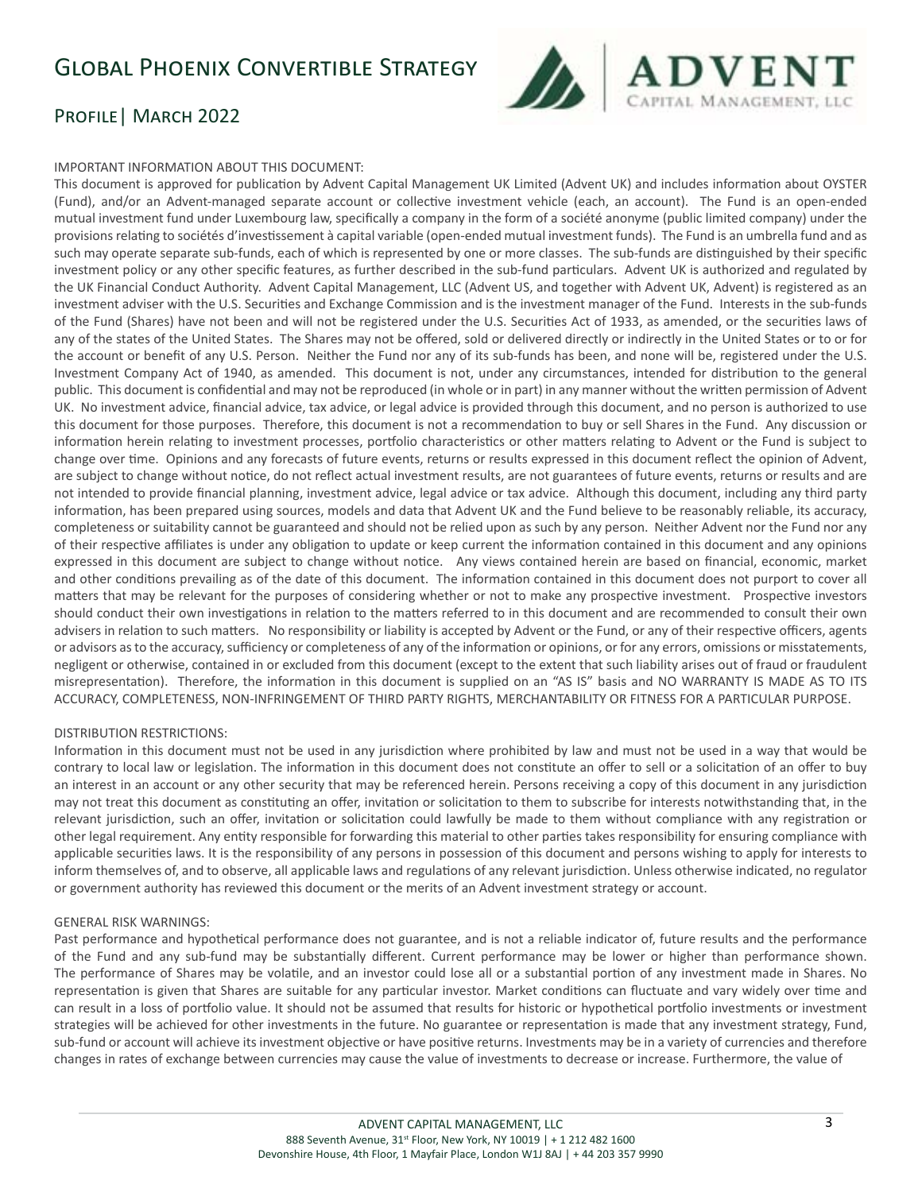# Global Phoenix Convertible Strategy

## Profile| March 2022

IMPORTANT INFORMATION ABOUT THIS DOCUMENT:

This document is approved for publication by Advent Capital Management UK Limited (Advent UK) and includes information about OYSTER (Fund), and/or an Advent-managed separate account or collective investment vehicle (each, an account). The Fund is an open-ended mutual investment fund under Luxembourg law, specifically a company in the form of a société anonyme (public limited company) under the provisions relating to sociétés d'investissement à capital variable (open-ended mutual investment funds). The Fund is an umbrella fund and as such may operate separate sub-funds, each of which is represented by one or more classes. The sub-funds are distinguished by their specific investment policy or any other specific features, as further described in the sub-fund particulars. Advent UK is authorized and regulated by the UK Financial Conduct Authority. Advent Capital Management, LLC (Advent US, and together with Advent UK, Advent) is registered as an investment adviser with the U.S. Securities and Exchange Commission and is the investment manager of the Fund. Interests in the sub-funds of the Fund (Shares) have not been and will not be registered under the U.S. Securities Act of 1933, as amended, or the securities laws of any of the states of the United States. The Shares may not be offered, sold or delivered directly or indirectly in the United States or to or for the account or benefit of any U.S. Person. Neither the Fund nor any of its sub-funds has been, and none will be, registered under the U.S. Investment Company Act of 1940, as amended. This document is not, under any circumstances, intended for distribution to the general public. This document is confidential and may not be reproduced (in whole or in part) in any manner without the written permission of Advent UK. No investment advice, financial advice, tax advice, or legal advice is provided through this document, and no person is authorized to use this document for those purposes. Therefore, this document is not a recommendation to buy or sell Shares in the Fund. Any discussion or information herein relating to investment processes, portfolio characteristics or other matters relating to Advent or the Fund is subject to change over time. Opinions and any forecasts of future events, returns or results expressed in this document reflect the opinion of Advent, are subject to change without notice, do not reflect actual investment results, are not guarantees of future events, returns or results and are not intended to provide financial planning, investment advice, legal advice or tax advice. Although this document, including any third party information, has been prepared using sources, models and data that Advent UK and the Fund believe to be reasonably reliable, its accuracy, completeness or suitability cannot be guaranteed and should not be relied upon as such by any person. Neither Advent nor the Fund nor any of their respective affiliates is under any obligation to update or keep current the information contained in this document and any opinions expressed in this document are subject to change without notice. Any views contained herein are based on financial, economic, market and other conditions prevailing as of the date of this document. The information contained in this document does not purport to cover all matters that may be relevant for the purposes of considering whether or not to make any prospective investment. Prospective investors should conduct their own investigations in relation to the matters referred to in this document and are recommended to consult their own advisers in relation to such matters. No responsibility or liability is accepted by Advent or the Fund, or any of their respective officers, agents or advisors as to the accuracy, sufficiency or completeness of any of the information or opinions, or for any errors, omissions or misstatements, negligent or otherwise, contained in or excluded from this document (except to the extent that such liability arises out of fraud or fraudulent misrepresentation). Therefore, the information in this document is supplied on an "AS IS" basis and NO WARRANTY IS MADE AS TO ITS ACCURACY, COMPLETENESS, NON-INFRINGEMENT OF THIRD PARTY RIGHTS, MERCHANTABILITY OR FITNESS FOR A PARTICULAR PURPOSE.

DISTRIBUTION RESTRICTIONS:

Information in this document must not be used in any jurisdiction where prohibited by law and must not be used in a way that would be contrary to local law or legislation. The information in this document does not constitute an offer to sell or a solicitation of an offer to buy an interest in an account or any other security that may be referenced herein. Persons receiving a copy of this document in any jurisdiction may not treat this document as constituting an offer, invitation or solicitation to them to subscribe for interests notwithstanding that, in the relevant jurisdiction, such an offer, invitation or solicitation could lawfully be made to them without compliance with any registration or other legal requirement. Any entity responsible for forwarding this material to other parties takes responsibility for ensuring compliance with applicable securities laws. It is the responsibility of any persons in possession of this document and persons wishing to apply for interests to inform themselves of, and to observe, all applicable laws and regulations of any relevant jurisdiction. Unless otherwise indicated, no regulator or government authority has reviewed this document or the merits of an Advent investment strategy or account.

GENERAL RISK WARNINGS:

Past performance and hypothetical performance does not guarantee, and is not a reliable indicator of, future results and the performance of the Fund and any sub-fund may be substantially different. Current performance may be lower or higher than performance shown. The performance of Shares may be volatile, and an investor could lose all or a substantial portion of any investment made in Shares. No representation is given that Shares are suitable for any particular investor. Market conditions can fluctuate and vary widely over time and can result in a loss of portfolio value. It should not be assumed that results for historic or hypothetical portfolio investments or investment strategies will be achieved for other investments in the future. No guarantee or representation is made that any investment strategy, Fund, sub-fund or account will achieve its investment objective or have positive returns. Investments may be in a variety of currencies and therefore changes in rates of exchange between currencies may cause the value of investments to decrease or increase. Furthermore, the value of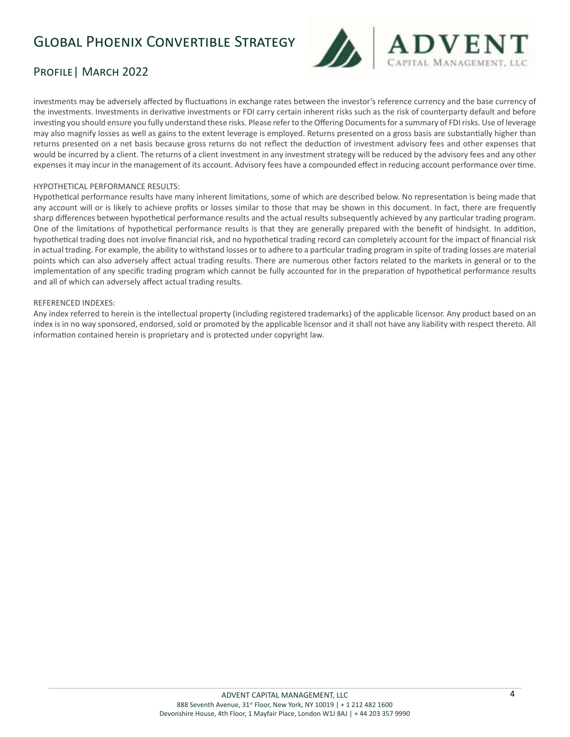investments may be adversely affected by fluctuations in exchange rates between the investor's reference currency and the base currency of the investments. Investments in derivative investments or FDI carry certain inherent risks such as the risk of counterparty default and before investing you should ensure you fully understand these risks. Please refer to the Offering Documents for a summary of FDI risks. Use of leverage may also magnify losses as well as gains to the extent leverage is employed. Returns presented on a gross basis are substantially higher than returns presented on a net basis because gross returns do not reflect the deduction of investment advisory fees and other expenses that would be incurred by a client. The returns of a client investment in any investment strategy will be reduced by the advisory fees and any other expenses it may incur in the management of its account. Advisory fees have a compounded effect in reducing account performance over time.

HYPOTHETICAL PERFORMANCE RESULTS:

Hypothetical performance results have many inherent limitations, some of which are described below. No representation is being made that any account will or is likely to achieve profits or losses similar to those that may be shown in this document. In fact, there are frequently sharp differences between hypothetical performance results and the actual results subsequently achieved by any particular trading program. One of the limitations of hypothetical performance results is that they are generally prepared with the benefit of hindsight. In addition, hypothetical trading does not involve financial risk, and no hypothetical trading record can completely account for the impact of financial risk in actual trading. For example, the ability to withstand losses or to adhere to a particular trading program in spite of trading losses are material points which can also adversely affect actual trading results. There are numerous other factors related to the markets in general or to the implementation of any specific trading program which cannot be fully accounted for in the preparation of hypothetical performance results and all of which can adversely affect actual trading results.

REFERENCED INDEXES:

Any index referred to herein is the intellectual property (including registered trademarks) of the applicable licensor. Any product based on an index is in no way sponsored, endorsed, sold or promoted by the applicable licensor and it shall not have any liability with respect thereto. All information contained herein is proprietary and is protected under copyright law.